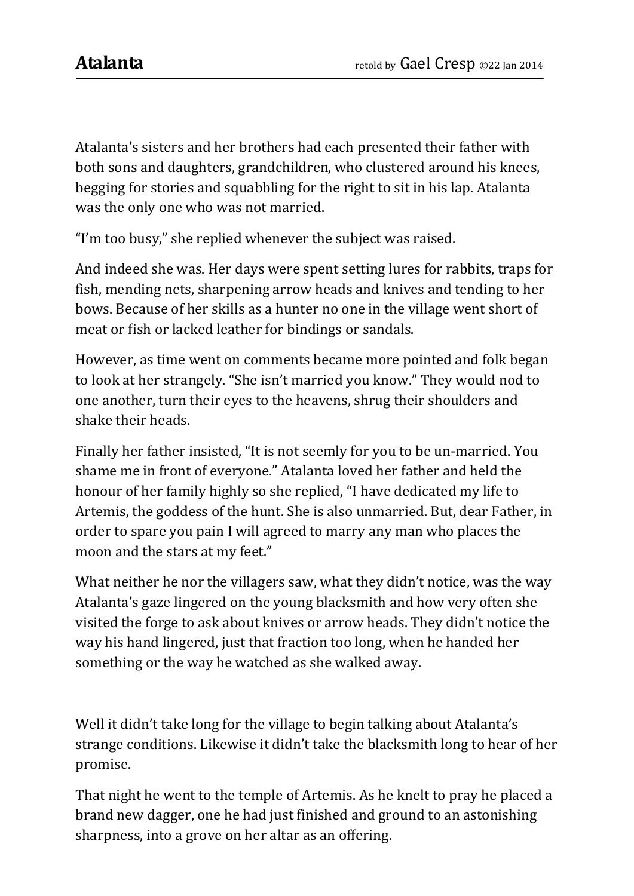# Atalanta

retold by Gael Cresp ©22 Jan 2014

Atalanta's sisters and her brothers had each presented their father with both sons and daughters, grandchildren, who clustered around his knees, begging for stories and squabbling for the right to sit in his lap. Atalanta was the only one who was not married.

"I'm too busy," she replied whenever the subject was raised.

And indeed she was. Her days were spent setting lures for rabbits, traps for fish, mending nets, sharpening arrow heads and knives and tending to her bows. Because of her skills as a hunter no one in the village went short of meat or fish or lacked leather for bindings or sandals.

However, as time went on comments became more pointed and folk began to look at her strangely. "She isn't married you know." They would nod to one another, turn their eyes to the heavens, shrug their shoulders and shake their heads.

Finally her father insisted, "It is not seemly for you to be un-married. You shame me in front of everyone." Atalanta loved her father and held the honour of her family highly so she replied, "I have dedicated my life to Artemis, the goddess of the hunt. She is also unmarried. But, dear Father, in order to spare you pain I will agreed to marry any man who places the moon and the stars at my feet."

What neither he nor the villagers saw, what they didn't notice, was the way Atalanta's gaze lingered on the young blacksmith and how very often she visited the forge to ask about knives or arrow heads. They didn't notice the way his hand lingered, just that fraction too long, when he handed her something or the way he watched as she walked away.

Well it didn't take long for the village to begin talking about Atalanta's strange conditions. Likewise it didn't take the blacksmith long to hear of her promise.

That night he went to the temple of Artemis. As he knelt to pray he placed a brand new dagger, one he had just finished and ground to an astonishing sharpness, into a grove on her altar as an offering.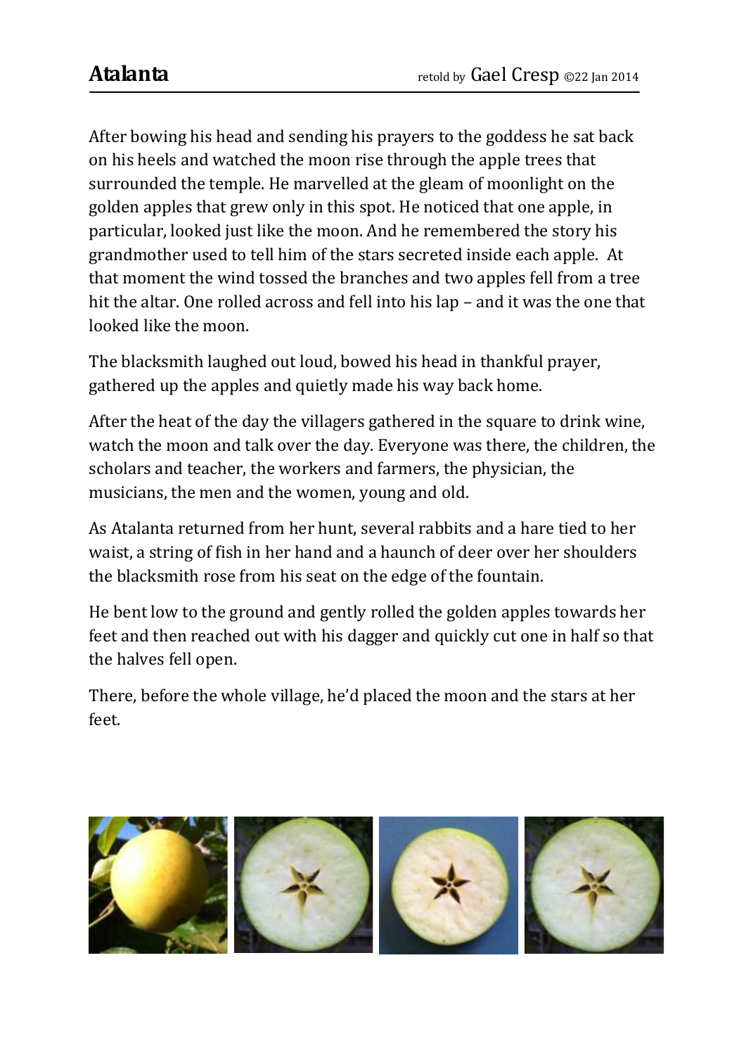After bowing his head and sending his prayers to the goddess he sat back on his heels and watched the moon rise through the apple trees that surrounded the temple. He marvelled at the gleam of moonlight on the golden apples that grew only in this spot. He noticed that one apple, in particular, looked just like the moon. And he remembered the story his grandmother used to tell him of the stars secreted inside each apple. At that moment the wind tossed the branches and two apples fell from a tree hit the altar. One rolled across and fell into his lap – and it was the one that looked like the moon.

The blacksmith laughed out loud, bowed his head in thankful prayer, gathered up the apples and quietly made his way back home.

After the heat of the day the villagers gathered in the square to drink wine, watch the moon and talk over the day. Everyone was there, the children, the scholars and teacher, the workers and farmers, the physician, the musicians, the men and the women, young and old.

As Atalanta returned from her hunt, several rabbits and a hare tied to her waist, a string of fish in her hand and a haunch of deer over her shoulders the blacksmith rose from his seat on the edge of the fountain.

He bent low to the ground and gently rolled the golden apples towards her feet and then reached out with his dagger and quickly cut one in half so that the halves fell open.

There, before the whole village, he'd placed the moon and the stars at her feet.